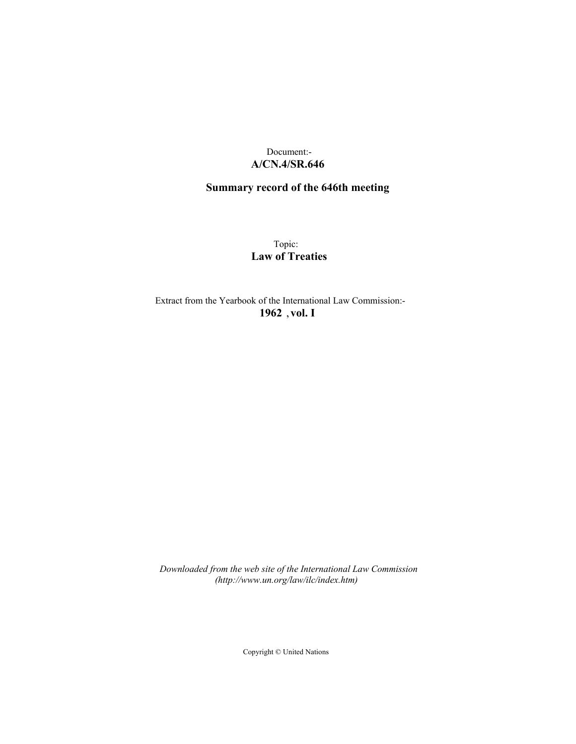Document:-
**A/CN.4/SR.646**

## Summary record of the 646th meeting

Topic:
**Law of Treaties**

Extract from the Yearbook of the International Law Commission:-
**1962 , vol. I**

*Downloaded from the web site of the International Law Commission (http://www.un.org/law/ilc/index.htm)*

Copyright © United Nations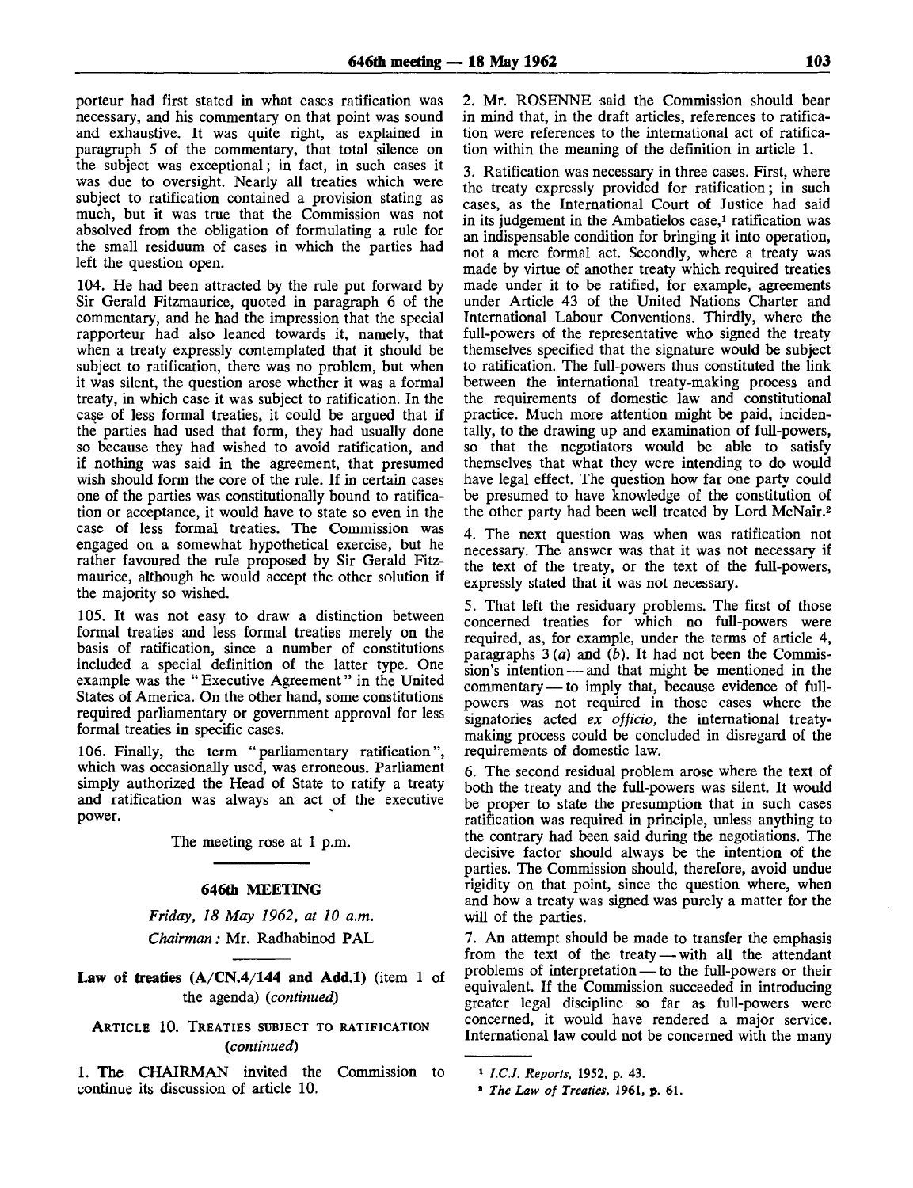porteur had first stated in what cases ratification was necessary, and his commentary on that point was sound and exhaustive. It was quite right, as explained in paragraph 5 of the commentary, that total silence on the subject was exceptional; in fact, in such cases it was due to oversight. Nearly all treaties which were subject to ratification contained a provision stating as much, but it was true that the Commission was not absolved from the obligation of formulating a rule for the small residuum of cases in which the parties had left the question open.

104. He had been attracted by the rule put forward by Sir Gerald Fitzmaurice, quoted in paragraph 6 of the commentary, and he had the impression that the special rapporteur had also leaned towards it, namely, that when a treaty expressly contemplated that it should be subject to ratification, there was no problem, but when it was silent, the question arose whether it was a formal treaty, in which case it was subject to ratification. In the case of less formal treaties, it could be argued that if the parties had used that form, they had usually done so because they had wished to avoid ratification, and if nothing was said in the agreement, that presumed wish should form the core of the rule. If in certain cases one of the parties was constitutionally bound to ratification or acceptance, it would have to state so even in the case of less formal treaties. The Commission was engaged on a somewhat hypothetical exercise, but he rather favoured the rule proposed by Sir Gerald Fitzmaurice, although he would accept the other solution if the majority so wished.

105. It was not easy to draw a distinction between formal treaties and less formal treaties merely on the basis of ratification, since a number of constitutions included a special definition of the latter type. One example was the "Executive Agreement" in the United States of America. On the other hand, some constitutions required parliamentary or government approval for less formal treaties in specific cases.

106. Finally, the term "parliamentary ratification", which was occasionally used, was erroneous. Parliament simply authorized the Head of State to ratify a treaty and ratification was always an act of the executive power.

The meeting rose at 1 p.m.

## 646th MEETING

*Friday, 18 May 1962, at 10 a.m.*

*Chairman:* Mr. Radhabinod PAL

### Law of treaties (A/CN.4/144 and Add.1) (item 1 of the agenda) *(continued)*

#### ARTICLE 10. TREATIES SUBJECT TO RATIFICATION *(continued)*

1. The CHAIRMAN invited the Commission to continue its discussion of article 10.

2. Mr. ROSENNE said the Commission should bear in mind that, in the draft articles, references to ratification were references to the international act of ratification within the meaning of the definition in article 1.

3. Ratification was necessary in three cases. First, where the treaty expressly provided for ratification; in such cases, as the International Court of Justice had said in its judgement in the Ambatielos case,[1] ratification was an indispensable condition for bringing it into operation, not a mere formal act. Secondly, where a treaty was made by virtue of another treaty which required treaties made under it to be ratified, for example, agreements under Article 43 of the United Nations Charter and International Labour Conventions. Thirdly, where the full-powers of the representative who signed the treaty themselves specified that the signature would be subject to ratification. The full-powers thus constituted the link between the international treaty-making process and the requirements of domestic law and constitutional practice. Much more attention might be paid, incidentally, to the drawing up and examination of full-powers, so that the negotiators would be able to satisfy themselves that what they were intending to do would have legal effect. The question how far one party could be presumed to have knowledge of the constitution of the other party had been well treated by Lord McNair.[2]

4. The next question was when was ratification not necessary. The answer was that it was not necessary if the text of the treaty, or the text of the full-powers, expressly stated that it was not necessary.

5. That left the residuary problems. The first of those concerned treaties for which no full-powers were required, as, for example, under the terms of article 4, paragraphs 3 (*a*) and (*b*). It had not been the Commission's intention — and that might be mentioned in the commentary — to imply that, because evidence of full-powers was not required in those cases where the signatories acted *ex officio,* the international treaty-making process could be concluded in disregard of the requirements of domestic law.

6. The second residual problem arose where the text of both the treaty and the full-powers was silent. It would be proper to state the presumption that in such cases ratification was required in principle, unless anything to the contrary had been said during the negotiations. The decisive factor should always be the intention of the parties. The Commission should, therefore, avoid undue rigidity on that point, since the question where, when and how a treaty was signed was purely a matter for the will of the parties.

7. An attempt should be made to transfer the emphasis from the text of the treaty — with all the attendant problems of interpretation — to the full-powers or their equivalent. If the Commission succeeded in introducing greater legal discipline so far as full-powers were concerned, it would have rendered a major service. International law could not be concerned with the many

[1] *I.C.J. Reports,* 1952, p. 43.

[2] *The Law of Treaties,* 1961, p. 61.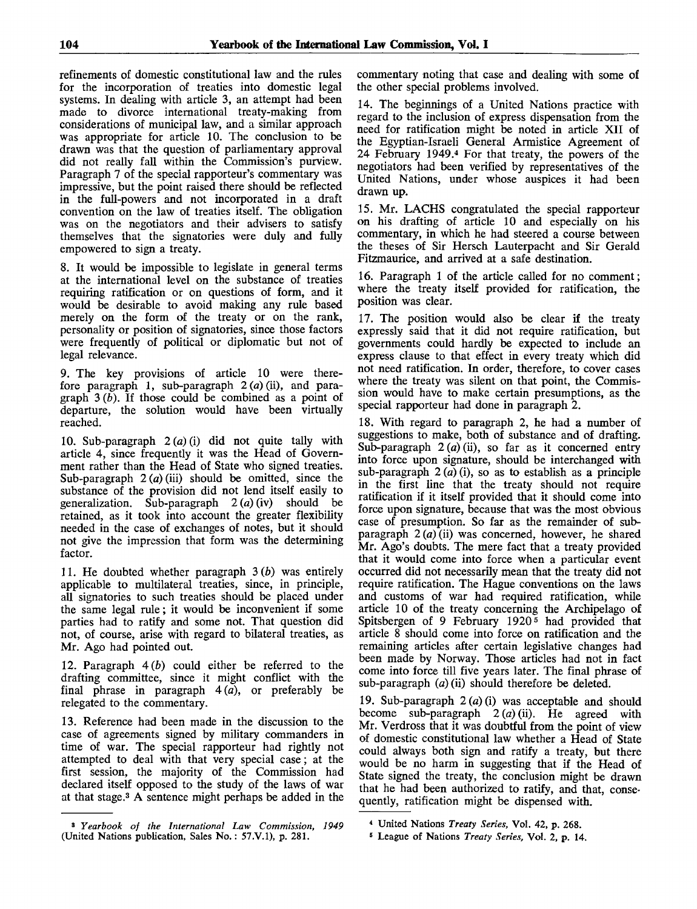refinements of domestic constitutional law and the rules for the incorporation of treaties into domestic legal systems. In dealing with article 3, an attempt had been made to divorce international treaty-making from considerations of municipal law, and a similar approach was appropriate for article 10. The conclusion to be drawn was that the question of parliamentary approval did not really fall within the Commission's purview. Paragraph 7 of the special rapporteur's commentary was impressive, but the point raised there should be reflected in the full-powers and not incorporated in a draft convention on the law of treaties itself. The obligation was on the negotiators and their advisers to satisfy themselves that the signatories were duly and fully empowered to sign a treaty.

8. It would be impossible to legislate in general terms at the international level on the substance of treaties requiring ratification or on questions of form, and it would be desirable to avoid making any rule based merely on the form of the treaty or on the rank, personality or position of signatories, since those factors were frequently of political or diplomatic but not of legal relevance.

9. The key provisions of article 10 were therefore paragraph 1, sub-paragraph 2 (*a*) (ii), and paragraph 3 (*b*). If those could be combined as a point of departure, the solution would have been virtually reached.

10. Sub-paragraph 2 (*a*) (i) did not quite tally with article 4, since frequently it was the Head of Government rather than the Head of State who signed treaties. Sub-paragraph 2 (*a*) (iii) should be omitted, since the substance of the provision did not lend itself easily to generalization. Sub-paragraph 2 (*a*) (iv) should be retained, as it took into account the greater flexibility needed in the case of exchanges of notes, but it should not give the impression that form was the determining factor.

11. He doubted whether paragraph 3 (*b*) was entirely applicable to multilateral treaties, since, in principle, all signatories to such treaties should be placed under the same legal rule; it would be inconvenient if some parties had to ratify and some not. That question did not, of course, arise with regard to bilateral treaties, as Mr. Ago had pointed out.

12. Paragraph 4 (*b*) could either be referred to the drafting committee, since it might conflict with the final phrase in paragraph 4 (*a*), or preferably be relegated to the commentary.

13. Reference had been made in the discussion to the case of agreements signed by military commanders in time of war. The special rapporteur had rightly not attempted to deal with that very special case; at the first session, the majority of the Commission had declared itself opposed to the study of the laws of war at that stage.[3] A sentence might perhaps be added in the commentary noting that case and dealing with some of the other special problems involved.

14. The beginnings of a United Nations practice with regard to the inclusion of express dispensation from the need for ratification might be noted in article XII of the Egyptian-Israeli General Armistice Agreement of 24 February 1949.[4] For that treaty, the powers of the negotiators had been verified by representatives of the United Nations, under whose auspices it had been drawn up.

15. Mr. LACHS congratulated the special rapporteur on his drafting of article 10 and especially on his commentary, in which he had steered a course between the theses of Sir Hersch Lauterpacht and Sir Gerald Fitzmaurice, and arrived at a safe destination.

16. Paragraph 1 of the article called for no comment; where the treaty itself provided for ratification, the position was clear.

17. The position would also be clear if the treaty expressly said that it did not require ratification, but governments could hardly be expected to include an express clause to that effect in every treaty which did not need ratification. In order, therefore, to cover cases where the treaty was silent on that point, the Commission would have to make certain presumptions, as the special rapporteur had done in paragraph 2.

18. With regard to paragraph 2, he had a number of suggestions to make, both of substance and of drafting. Sub-paragraph 2 (*a*) (ii), so far as it concerned entry into force upon signature, should be interchanged with sub-paragraph 2 (*a*) (i), so as to establish as a principle in the first line that the treaty should not require ratification if it itself provided that it should come into force upon signature, because that was the most obvious case of presumption. So far as the remainder of sub-paragraph 2 (*a*) (ii) was concerned, however, he shared Mr. Ago's doubts. The mere fact that a treaty provided that it would come into force when a particular event occurred did not necessarily mean that the treaty did not require ratification. The Hague conventions on the laws and customs of war had required ratification, while article 10 of the treaty concerning the Archipelago of Spitsbergen of 9 February 1920[5] had provided that article 8 should come into force on ratification and the remaining articles after certain legislative changes had been made by Norway. Those articles had not in fact come into force till five years later. The final phrase of sub-paragraph (*a*) (ii) should therefore be deleted.

19. Sub-paragraph 2 (*a*) (i) was acceptable and should become sub-paragraph 2 (*a*) (ii). He agreed with Mr. Verdross that it was doubtful from the point of view of domestic constitutional law whether a Head of State could always both sign and ratify a treaty, but there would be no harm in suggesting that if the Head of State signed the treaty, the conclusion might be drawn that he had been authorized to ratify, and that, consequently, ratification might be dispensed with.

---

[3] *Yearbook of the International Law Commission, 1949* (United Nations publication, Sales No.: 57.V.1), p. 281.

[4] United Nations *Treaty Series*, Vol. 42, p. 268.

[5] League of Nations *Treaty Series*, Vol. 2, p. 14.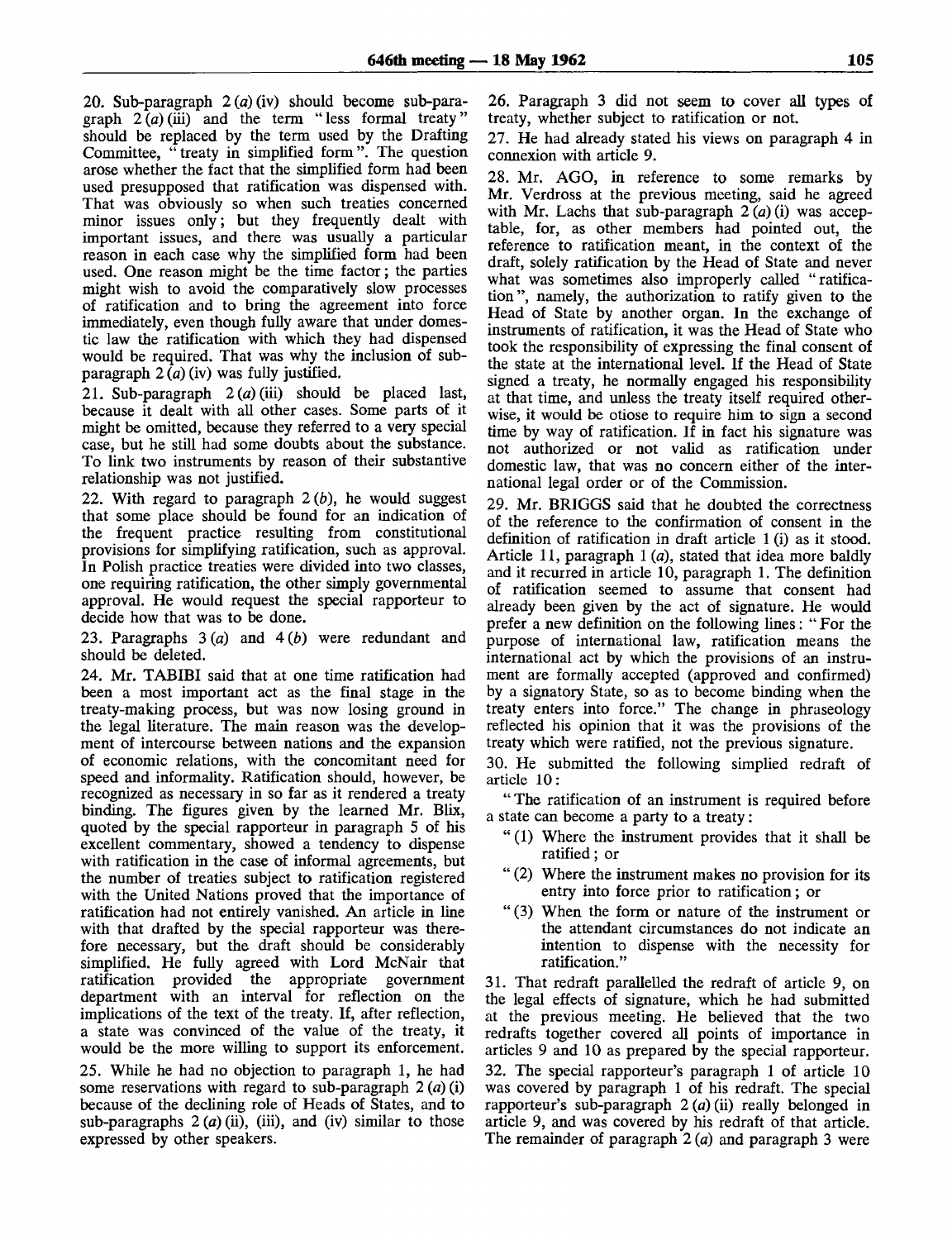20. Sub-paragraph 2 (*a*) (iv) should become sub-paragraph 2 (*a*) (iii) and the term "less formal treaty" should be replaced by the term used by the Drafting Committee, "treaty in simplified form". The question arose whether the fact that the simplified form had been used presupposed that ratification was dispensed with. That was obviously so when such treaties concerned minor issues only; but they frequently dealt with important issues, and there was usually a particular reason in each case why the simplified form had been used. One reason might be the time factor; the parties might wish to avoid the comparatively slow processes of ratification and to bring the agreement into force immediately, even though fully aware that under domestic law the ratification with which they had dispensed would be required. That was why the inclusion of sub-paragraph 2 (*a*) (iv) was fully justified.

21. Sub-paragraph 2 (*a*) (iii) should be placed last, because it dealt with all other cases. Some parts of it might be omitted, because they referred to a very special case, but he still had some doubts about the substance. To link two instruments by reason of their substantive relationship was not justified.

22. With regard to paragraph 2 (*b*), he would suggest that some place should be found for an indication of the frequent practice resulting from constitutional provisions for simplifying ratification, such as approval. In Polish practice treaties were divided into two classes, one requiring ratification, the other simply governmental approval. He would request the special rapporteur to decide how that was to be done.

23. Paragraphs 3 (*a*) and 4 (*b*) were redundant and should be deleted.

24. Mr. TABIBI said that at one time ratification had been a most important act as the final stage in the treaty-making process, but was now losing ground in the legal literature. The main reason was the development of intercourse between nations and the expansion of economic relations, with the concomitant need for speed and informality. Ratification should, however, be recognized as necessary in so far as it rendered a treaty binding. The figures given by the learned Mr. Blix, quoted by the special rapporteur in paragraph 5 of his excellent commentary, showed a tendency to dispense with ratification in the case of informal agreements, but the number of treaties subject to ratification registered with the United Nations proved that the importance of ratification had not entirely vanished. An article in line with that drafted by the special rapporteur was therefore necessary, but the draft should be considerably simplified. He fully agreed with Lord McNair that ratification provided the appropriate government department with an interval for reflection on the implications of the text of the treaty. If, after reflection, a state was convinced of the value of the treaty, it would be the more willing to support its enforcement.

25. While he had no objection to paragraph 1, he had some reservations with regard to sub-paragraph 2 (*a*) (i) because of the declining role of Heads of States, and to sub-paragraphs 2 (*a*) (ii), (iii), and (iv) similar to those expressed by other speakers.

26. Paragraph 3 did not seem to cover all types of treaty, whether subject to ratification or not.

27. He had already stated his views on paragraph 4 in connexion with article 9.

28. Mr. AGO, in reference to some remarks by Mr. Verdross at the previous meeting, said he agreed with Mr. Lachs that sub-paragraph 2 (*a*) (i) was acceptable, for, as other members had pointed out, the reference to ratification meant, in the context of the draft, solely ratification by the Head of State and never what was sometimes also improperly called "ratification", namely, the authorization to ratify given to the Head of State by another organ. In the exchange of instruments of ratification, it was the Head of State who took the responsibility of expressing the final consent of the state at the international level. If the Head of State signed a treaty, he normally engaged his responsibility at that time, and unless the treaty itself required otherwise, it would be otiose to require him to sign a second time by way of ratification. If in fact his signature was not authorized or not valid as ratification under domestic law, that was no concern either of the international legal order or of the Commission.

29. Mr. BRIGGS said that he doubted the correctness of the reference to the confirmation of consent in the definition of ratification in draft article 1 (i) as it stood. Article 11, paragraph 1 (*a*), stated that idea more baldly and it recurred in article 10, paragraph 1. The definition of ratification seemed to assume that consent had already been given by the act of signature. He would prefer a new definition on the following lines: "For the purpose of international law, ratification means the international act by which the provisions of an instrument are formally accepted (approved and confirmed) by a signatory State, so as to become binding when the treaty enters into force." The change in phraseology reflected his opinion that it was the provisions of the treaty which were ratified, not the previous signature.

30. He submitted the following simplied redraft of article 10:

"The ratification of an instrument is required before a state can become a party to a treaty:

"(1) Where the instrument provides that it shall be ratified; or

"(2) Where the instrument makes no provision for its entry into force prior to ratification; or

"(3) When the form or nature of the instrument or the attendant circumstances do not indicate an intention to dispense with the necessity for ratification."

31. That redraft parallelled the redraft of article 9, on the legal effects of signature, which he had submitted at the previous meeting. He believed that the two redrafts together covered all points of importance in articles 9 and 10 as prepared by the special rapporteur.

32. The special rapporteur's paragraph 1 of article 10 was covered by paragraph 1 of his redraft. The special rapporteur's sub-paragraph 2 (*a*) (ii) really belonged in article 9, and was covered by his redraft of that article. The remainder of paragraph 2 (*a*) and paragraph 3 were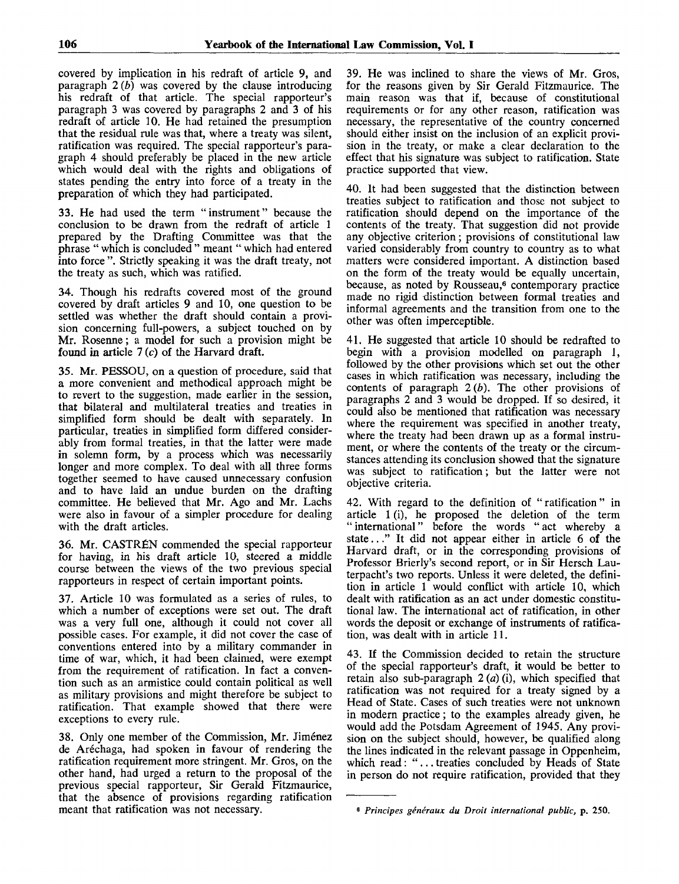covered by implication in his redraft of article 9, and paragraph 2 (*b*) was covered by the clause introducing his redraft of that article. The special rapporteur's paragraph 3 was covered by paragraphs 2 and 3 of his redraft of article 10. He had retained the presumption that the residual rule was that, where a treaty was silent, ratification was required. The special rapporteur's paragraph 4 should preferably be placed in the new article which would deal with the rights and obligations of states pending the entry into force of a treaty in the preparation of which they had participated.

33. He had used the term "instrument" because the conclusion to be drawn from the redraft of article 1 prepared by the Drafting Committee was that the phrase "which is concluded" meant "which had entered into force". Strictly speaking it was the draft treaty, not the treaty as such, which was ratified.

34. Though his redrafts covered most of the ground covered by draft articles 9 and 10, one question to be settled was whether the draft should contain a provision concerning full-powers, a subject touched on by Mr. Rosenne; a model for such a provision might be found in article 7 (*c*) of the Harvard draft.

35. Mr. PESSOU, on a question of procedure, said that a more convenient and methodical approach might be to revert to the suggestion, made earlier in the session, that bilateral and multilateral treaties and treaties in simplified form should be dealt with separately. In particular, treaties in simplified form differed considerably from formal treaties, in that the latter were made in solemn form, by a process which was necessarily longer and more complex. To deal with all three forms together seemed to have caused unnecessary confusion and to have laid an undue burden on the drafting committee. He believed that Mr. Ago and Mr. Lachs were also in favour of a simpler procedure for dealing with the draft articles.

36. Mr. CASTRÉN commended the special rapporteur for having, in his draft article 10, steered a middle course between the views of the two previous special rapporteurs in respect of certain important points.

37. Article 10 was formulated as a series of rules, to which a number of exceptions were set out. The draft was a very full one, although it could not cover all possible cases. For example, it did not cover the case of conventions entered into by a military commander in time of war, which, it had been claimed, were exempt from the requirement of ratification. In fact a convention such as an armistice could contain political as well as military provisions and might therefore be subject to ratification. That example showed that there were exceptions to every rule.

38. Only one member of the Commission, Mr. Jiménez de Aréchaga, had spoken in favour of rendering the ratification requirement more stringent. Mr. Gros, on the other hand, had urged a return to the proposal of the previous special rapporteur, Sir Gerald Fitzmaurice, that the absence of provisions regarding ratification meant that ratification was not necessary.

39. He was inclined to share the views of Mr. Gros, for the reasons given by Sir Gerald Fitzmaurice. The main reason was that if, because of constitutional requirements or for any other reason, ratification was necessary, the representative of the country concerned should either insist on the inclusion of an explicit provision in the treaty, or make a clear declaration to the effect that his signature was subject to ratification. State practice supported that view.

40. It had been suggested that the distinction between treaties subject to ratification and those not subject to ratification should depend on the importance of the contents of the treaty. That suggestion did not provide any objective criterion; provisions of constitutional law varied considerably from country to country as to what matters were considered important. A distinction based on the form of the treaty would be equally uncertain, because, as noted by Rousseau,[6] contemporary practice made no rigid distinction between formal treaties and informal agreements and the transition from one to the other was often imperceptible.

41. He suggested that article 10 should be redrafted to begin with a provision modelled on paragraph 1, followed by the other provisions which set out the other cases in which ratification was necessary, including the contents of paragraph 2 (*b*). The other provisions of paragraphs 2 and 3 would be dropped. If so desired, it could also be mentioned that ratification was necessary where the requirement was specified in another treaty, where the treaty had been drawn up as a formal instrument, or where the contents of the treaty or the circumstances attending its conclusion showed that the signature was subject to ratification; but the latter were not objective criteria.

42. With regard to the definition of "ratification" in article 1 (i), he proposed the deletion of the term "international" before the words "act whereby a state..." It did not appear either in article 6 of the Harvard draft, or in the corresponding provisions of Professor Brierly's second report, or in Sir Hersch Lauterpacht's two reports. Unless it were deleted, the definition in article 1 would conflict with article 10, which dealt with ratification as an act under domestic constitutional law. The international act of ratification, in other words the deposit or exchange of instruments of ratification, was dealt with in article 11.

43. If the Commission decided to retain the structure of the special rapporteur's draft, it would be better to retain also sub-paragraph 2 (*a*) (i), which specified that ratification was not required for a treaty signed by a Head of State. Cases of such treaties were not unknown in modern practice; to the examples already given, he would add the Potsdam Agreement of 1945. Any provision on the subject should, however, be qualified along the lines indicated in the relevant passage in Oppenheim, which read: "... treaties concluded by Heads of State in person do not require ratification, provided that they

[6] *Principes généraux du Droit international public*, p. 250.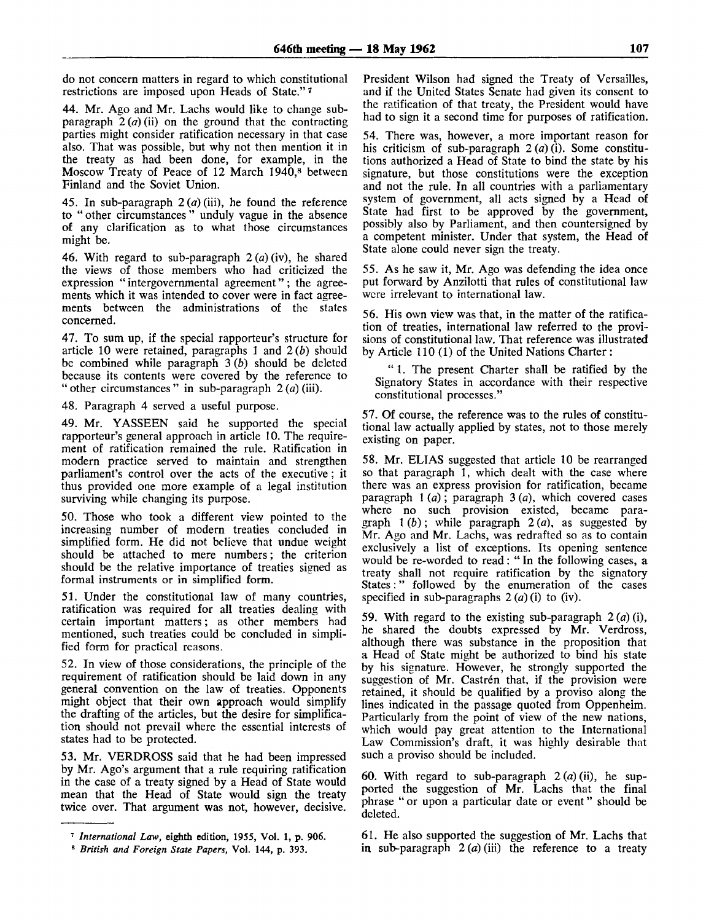do not concern matters in regard to which constitutional restrictions are imposed upon Heads of State." [7]

44. Mr. Ago and Mr. Lachs would like to change sub-paragraph 2 (*a*) (ii) on the ground that the contracting parties might consider ratification necessary in that case also. That was possible, but why not then mention it in the treaty as had been done, for example, in the Moscow Treaty of Peace of 12 March 1940,[8] between Finland and the Soviet Union.

45. In sub-paragraph 2 (*a*) (iii), he found the reference to "other circumstances" unduly vague in the absence of any clarification as to what those circumstances might be.

46. With regard to sub-paragraph 2 (*a*) (iv), he shared the views of those members who had criticized the expression "intergovernmental agreement"; the agreements which it was intended to cover were in fact agreements between the administrations of the states concerned.

47. To sum up, if the special rapporteur's structure for article 10 were retained, paragraphs 1 and 2 (*b*) should be combined while paragraph 3 (*b*) should be deleted because its contents were covered by the reference to "other circumstances" in sub-paragraph 2 (*a*) (iii).

48. Paragraph 4 served a useful purpose.

49. Mr. YASSEEN said he supported the special rapporteur's general approach in article 10. The requirement of ratification remained the rule. Ratification in modern practice served to maintain and strengthen parliament's control over the acts of the executive; it thus provided one more example of a legal institution surviving while changing its purpose.

50. Those who took a different view pointed to the increasing number of modern treaties concluded in simplified form. He did not believe that undue weight should be attached to mere numbers; the criterion should be the relative importance of treaties signed as formal instruments or in simplified form.

51. Under the constitutional law of many countries, ratification was required for all treaties dealing with certain important matters; as other members had mentioned, such treaties could be concluded in simplified form for practical reasons.

52. In view of those considerations, the principle of the requirement of ratification should be laid down in any general convention on the law of treaties. Opponents might object that their own approach would simplify the drafting of the articles, but the desire for simplification should not prevail where the essential interests of states had to be protected.

53. Mr. VERDROSS said that he had been impressed by Mr. Ago's argument that a rule requiring ratification in the case of a treaty signed by a Head of State would mean that the Head of State would sign the treaty twice over. That argument was not, however, decisive. President Wilson had signed the Treaty of Versailles, and if the United States Senate had given its consent to the ratification of that treaty, the President would have had to sign it a second time for purposes of ratification.

54. There was, however, a more important reason for his criticism of sub-paragraph 2 (*a*) (i). Some constitutions authorized a Head of State to bind the state by his signature, but those constitutions were the exception and not the rule. In all countries with a parliamentary system of government, all acts signed by a Head of State had first to be approved by the government, possibly also by Parliament, and then countersigned by a competent minister. Under that system, the Head of State alone could never sign the treaty.

55. As he saw it, Mr. Ago was defending the idea once put forward by Anzilotti that rules of constitutional law were irrelevant to international law.

56. His own view was that, in the matter of the ratification of treaties, international law referred to the provisions of constitutional law. That reference was illustrated by Article 110 (1) of the United Nations Charter:

> "1. The present Charter shall be ratified by the Signatory States in accordance with their respective constitutional processes."

57. Of course, the reference was to the rules of constitutional law actually applied by states, not to those merely existing on paper.

58. Mr. ELIAS suggested that article 10 be rearranged so that paragraph 1, which dealt with the case where there was an express provision for ratification, became paragraph 1 (*a*); paragraph 3 (*a*), which covered cases where no such provision existed, became paragraph 1 (*b*); while paragraph 2 (*a*), as suggested by Mr. Ago and Mr. Lachs, was redrafted so as to contain exclusively a list of exceptions. Its opening sentence would be re-worded to read: "In the following cases, a treaty shall not require ratification by the signatory States:" followed by the enumeration of the cases specified in sub-paragraphs 2 (*a*) (i) to (iv).

59. With regard to the existing sub-paragraph 2 (*a*) (i), he shared the doubts expressed by Mr. Verdross, although there was substance in the proposition that a Head of State might be authorized to bind his state by his signature. However, he strongly supported the suggestion of Mr. Castrén that, if the provision were retained, it should be qualified by a proviso along the lines indicated in the passage quoted from Oppenheim. Particularly from the point of view of the new nations, which would pay great attention to the International Law Commission's draft, it was highly desirable that such a proviso should be included.

60. With regard to sub-paragraph 2 (*a*) (ii), he supported the suggestion of Mr. Lachs that the final phrase "or upon a particular date or event" should be deleted.

61. He also supported the suggestion of Mr. Lachs that in sub-paragraph 2 (*a*) (iii) the reference to a treaty

---

[7] *International Law*, eighth edition, 1955, Vol. 1, p. 906.

[8] *British and Foreign State Papers*, Vol. 144, p. 393.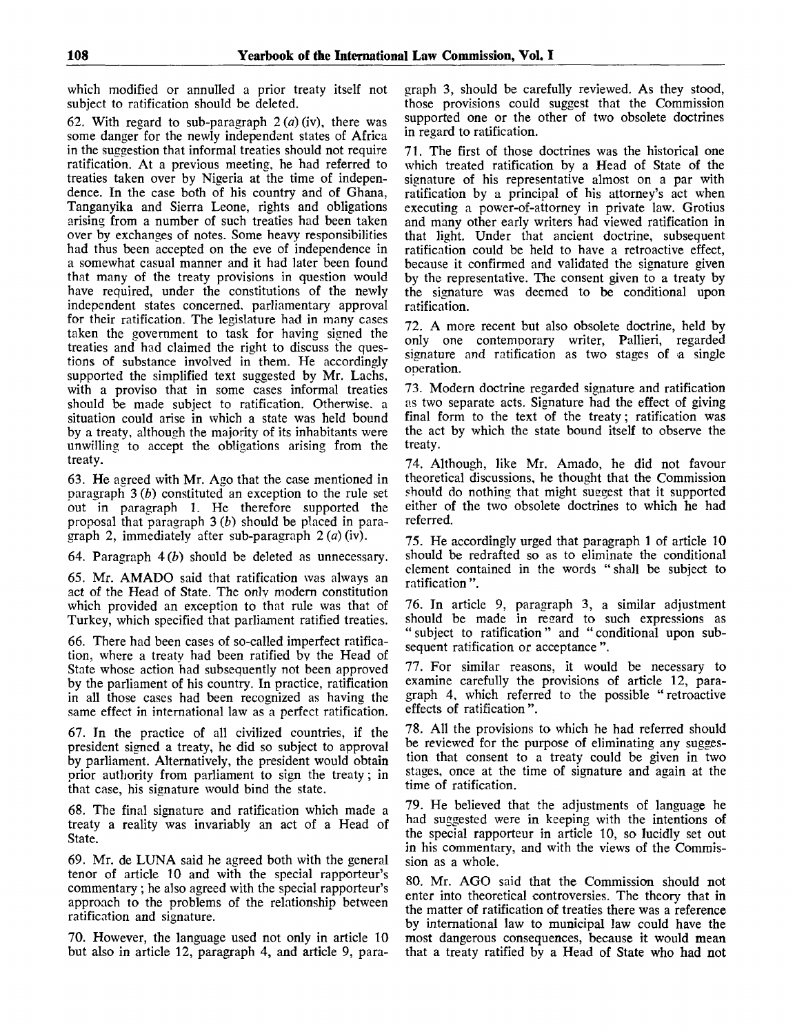which modified or annulled a prior treaty itself not subject to ratification should be deleted.

62. With regard to sub-paragraph 2 (*a*) (iv), there was some danger for the newly independent states of Africa in the suggestion that informal treaties should not require ratification. At a previous meeting, he had referred to treaties taken over by Nigeria at the time of independence. In the case both of his country and of Ghana, Tanganyika and Sierra Leone, rights and obligations arising from a number of such treaties had been taken over by exchanges of notes. Some heavy responsibilities had thus been accepted on the eve of independence in a somewhat casual manner and it had later been found that many of the treaty provisions in question would have required, under the constitutions of the newly independent states concerned, parliamentary approval for their ratification. The legislature had in many cases taken the government to task for having signed the treaties and had claimed the right to discuss the questions of substance involved in them. He accordingly supported the simplified text suggested by Mr. Lachs, with a proviso that in some cases informal treaties should be made subject to ratification. Otherwise, a situation could arise in which a state was held bound by a treaty, although the majority of its inhabitants were unwilling to accept the obligations arising from the treaty.

63. He agreed with Mr. Ago that the case mentioned in paragraph 3 (*b*) constituted an exception to the rule set out in paragraph 1. He therefore supported the proposal that paragraph 3 (*b*) should be placed in paragraph 2, immediately after sub-paragraph 2 (*a*) (iv).

64. Paragraph 4 (*b*) should be deleted as unnecessary.

65. Mr. AMADO said that ratification was always an act of the Head of State. The only modern constitution which provided an exception to that rule was that of Turkey, which specified that parliament ratified treaties.

66. There had been cases of so-called imperfect ratification, where a treaty had been ratified by the Head of State whose action had subsequently not been approved by the parliament of his country. In practice, ratification in all those cases had been recognized as having the same effect in international law as a perfect ratification.

67. In the practice of all civilized countries, if the president signed a treaty, he did so subject to approval by parliament. Alternatively, the president would obtain prior authority from parliament to sign the treaty; in that case, his signature would bind the state.

68. The final signature and ratification which made a treaty a reality was invariably an act of a Head of State.

69. Mr. de LUNA said he agreed both with the general tenor of article 10 and with the special rapporteur's commentary; he also agreed with the special rapporteur's approach to the problems of the relationship between ratification and signature.

70. However, the language used not only in article 10 but also in article 12, paragraph 4, and article 9, paragraph 3, should be carefully reviewed. As they stood, those provisions could suggest that the Commission supported one or the other of two obsolete doctrines in regard to ratification.

71. The first of those doctrines was the historical one which treated ratification by a Head of State of the signature of his representative almost on a par with ratification by a principal of his attorney's act when executing a power-of-attorney in private law. Grotius and many other early writers had viewed ratification in that light. Under that ancient doctrine, subsequent ratification could be held to have a retroactive effect, because it confirmed and validated the signature given by the representative. The consent given to a treaty by the signature was deemed to be conditional upon ratification.

72. A more recent but also obsolete doctrine, held by only one contemporary writer, Pallieri, regarded signature and ratification as two stages of a single operation.

73. Modern doctrine regarded signature and ratification as two separate acts. Signature had the effect of giving final form to the text of the treaty; ratification was the act by which the state bound itself to observe the treaty.

74. Although, like Mr. Amado, he did not favour theoretical discussions, he thought that the Commission should do nothing that might suggest that it supported either of the two obsolete doctrines to which he had referred.

75. He accordingly urged that paragraph 1 of article 10 should be redrafted so as to eliminate the conditional element contained in the words "shall be subject to ratification".

76. In article 9, paragraph 3, a similar adjustment should be made in regard to such expressions as "subject to ratification" and "conditional upon subsequent ratification or acceptance".

77. For similar reasons, it would be necessary to examine carefully the provisions of article 12, paragraph 4, which referred to the possible "retroactive effects of ratification".

78. All the provisions to which he had referred should be reviewed for the purpose of eliminating any suggestion that consent to a treaty could be given in two stages, once at the time of signature and again at the time of ratification.

79. He believed that the adjustments of language he had suggested were in keeping with the intentions of the special rapporteur in article 10, so lucidly set out in his commentary, and with the views of the Commission as a whole.

80. Mr. AGO said that the Commission should not enter into theoretical controversies. The theory that in the matter of ratification of treaties there was a reference by international law to municipal law could have the most dangerous consequences, because it would mean that a treaty ratified by a Head of State who had not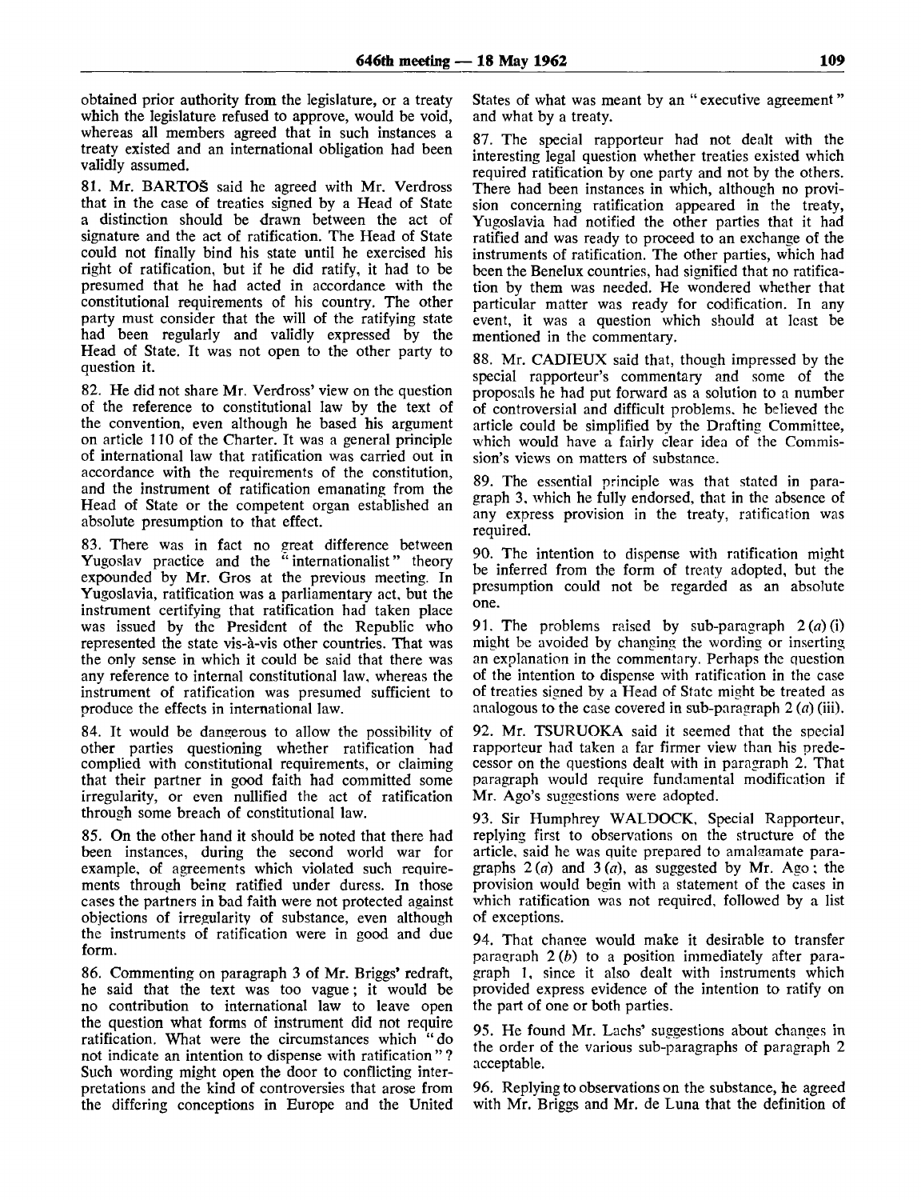obtained prior authority from the legislature, or a treaty which the legislature refused to approve, would be void, whereas all members agreed that in such instances a treaty existed and an international obligation had been validly assumed.

81. Mr. BARTOŠ said he agreed with Mr. Verdross that in the case of treaties signed by a Head of State a distinction should be drawn between the act of signature and the act of ratification. The Head of State could not finally bind his state until he exercised his right of ratification, but if he did ratify, it had to be presumed that he had acted in accordance with the constitutional requirements of his country. The other party must consider that the will of the ratifying state had been regularly and validly expressed by the Head of State. It was not open to the other party to question it.

82. He did not share Mr. Verdross' view on the question of the reference to constitutional law by the text of the convention, even although he based his argument on article 110 of the Charter. It was a general principle of international law that ratification was carried out in accordance with the requirements of the constitution, and the instrument of ratification emanating from the Head of State or the competent organ established an absolute presumption to that effect.

83. There was in fact no great difference between Yugoslav practice and the "internationalist" theory expounded by Mr. Gros at the previous meeting. In Yugoslavia, ratification was a parliamentary act, but the instrument certifying that ratification had taken place was issued by the President of the Republic who represented the state vis-à-vis other countries. That was the only sense in which it could be said that there was any reference to internal constitutional law, whereas the instrument of ratification was presumed sufficient to produce the effects in international law.

84. It would be dangerous to allow the possibility of other parties questioning whether ratification had complied with constitutional requirements, or claiming that their partner in good faith had committed some irregularity, or even nullified the act of ratification through some breach of constitutional law.

85. On the other hand it should be noted that there had been instances, during the second world war for example, of agreements which violated such requirements through being ratified under duress. In those cases the partners in bad faith were not protected against objections of irregularity of substance, even although the instruments of ratification were in good and due form.

86. Commenting on paragraph 3 of Mr. Briggs' redraft, he said that the text was too vague; it would be no contribution to international law to leave open the question what forms of instrument did not require ratification. What were the circumstances which "do not indicate an intention to dispense with ratification"? Such wording might open the door to conflicting interpretations and the kind of controversies that arose from the differing conceptions in Europe and the United States of what was meant by an "executive agreement" and what by a treaty.

87. The special rapporteur had not dealt with the interesting legal question whether treaties existed which required ratification by one party and not by the others. There had been instances in which, although no provision concerning ratification appeared in the treaty, Yugoslavia had notified the other parties that it had ratified and was ready to proceed to an exchange of the instruments of ratification. The other parties, which had been the Benelux countries, had signified that no ratification by them was needed. He wondered whether that particular matter was ready for codification. In any event, it was a question which should at least be mentioned in the commentary.

88. Mr. CADIEUX said that, though impressed by the special rapporteur's commentary and some of the proposals he had put forward as a solution to a number of controversial and difficult problems, he believed the article could be simplified by the Drafting Committee, which would have a fairly clear idea of the Commission's views on matters of substance.

89. The essential principle was that stated in paragraph 3, which he fully endorsed, that in the absence of any express provision in the treaty, ratification was required.

90. The intention to dispense with ratification might be inferred from the form of treaty adopted, but the presumption could not be regarded as an absolute one.

91. The problems raised by sub-paragraph 2 (*a*) (i) might be avoided by changing the wording or inserting an explanation in the commentary. Perhaps the question of the intention to dispense with ratification in the case of treaties signed by a Head of State might be treated as analogous to the case covered in sub-paragraph 2 (*a*) (iii).

92. Mr. TSURUOKA said it seemed that the special rapporteur had taken a far firmer view than his predecessor on the questions dealt with in paragraph 2. That paragraph would require fundamental modification if Mr. Ago's suggestions were adopted.

93. Sir Humphrey WALDOCK, Special Rapporteur, replying first to observations on the structure of the article, said he was quite prepared to amalgamate paragraphs 2 (*a*) and 3 (*a*), as suggested by Mr. Ago; the provision would begin with a statement of the cases in which ratification was not required, followed by a list of exceptions.

94. That change would make it desirable to transfer paragraph 2 (*b*) to a position immediately after paragraph 1, since it also dealt with instruments which provided express evidence of the intention to ratify on the part of one or both parties.

95. He found Mr. Lachs' suggestions about changes in the order of the various sub-paragraphs of paragraph 2 acceptable.

96. Replying to observations on the substance, he agreed with Mr. Briggs and Mr. de Luna that the definition of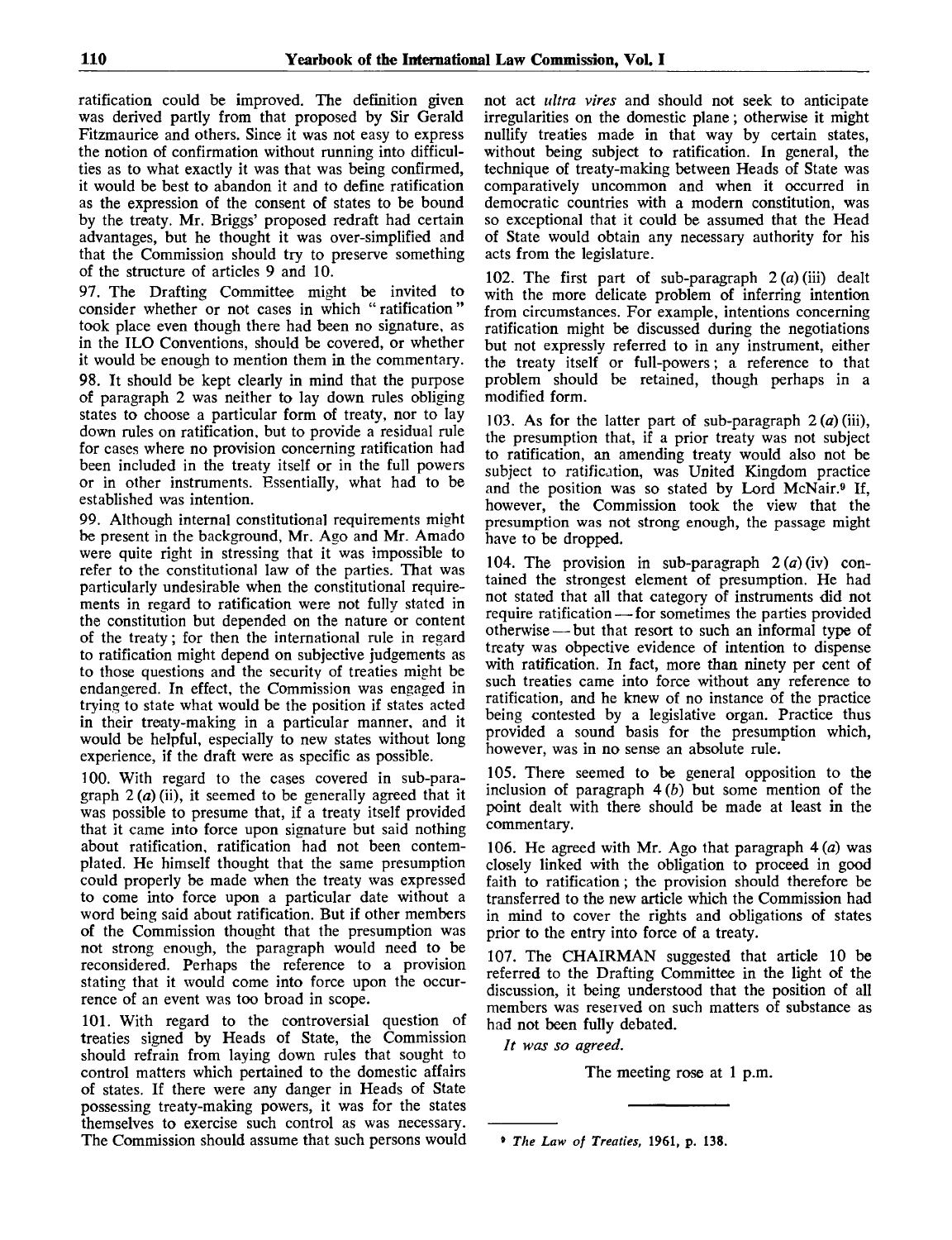ratification could be improved. The definition given was derived partly from that proposed by Sir Gerald Fitzmaurice and others. Since it was not easy to express the notion of confirmation without running into difficulties as to what exactly it was that was being confirmed, it would be best to abandon it and to define ratification as the expression of the consent of states to be bound by the treaty. Mr. Briggs' proposed redraft had certain advantages, but he thought it was over-simplified and that the Commission should try to preserve something of the structure of articles 9 and 10.

97. The Drafting Committee might be invited to consider whether or not cases in which "ratification" took place even though there had been no signature, as in the ILO Conventions, should be covered, or whether it would be enough to mention them in the commentary.

98. It should be kept clearly in mind that the purpose of paragraph 2 was neither to lay down rules obliging states to choose a particular form of treaty, nor to lay down rules on ratification, but to provide a residual rule for cases where no provision concerning ratification had been included in the treaty itself or in the full powers or in other instruments. Essentially, what had to be established was intention.

99. Although internal constitutional requirements might be present in the background, Mr. Ago and Mr. Amado were quite right in stressing that it was impossible to refer to the constitutional law of the parties. That was particularly undesirable when the constitutional requirements in regard to ratification were not fully stated in the constitution but depended on the nature or content of the treaty; for then the international rule in regard to ratification might depend on subjective judgements as to those questions and the security of treaties might be endangered. In effect, the Commission was engaged in trying to state what would be the position if states acted in their treaty-making in a particular manner, and it would be helpful, especially to new states without long experience, if the draft were as specific as possible.

100. With regard to the cases covered in sub-paragraph 2 (*a*) (ii), it seemed to be generally agreed that it was possible to presume that, if a treaty itself provided that it came into force upon signature but said nothing about ratification, ratification had not been contemplated. He himself thought that the same presumption could properly be made when the treaty was expressed to come into force upon a particular date without a word being said about ratification. But if other members of the Commission thought that the presumption was not strong enough, the paragraph would need to be reconsidered. Perhaps the reference to a provision stating that it would come into force upon the occurrence of an event was too broad in scope.

101. With regard to the controversial question of treaties signed by Heads of State, the Commission should refrain from laying down rules that sought to control matters which pertained to the domestic affairs of states. If there were any danger in Heads of State possessing treaty-making powers, it was for the states themselves to exercise such control as was necessary. The Commission should assume that such persons would not act *ultra vires* and should not seek to anticipate irregularities on the domestic plane; otherwise it might nullify treaties made in that way by certain states, without being subject to ratification. In general, the technique of treaty-making between Heads of State was comparatively uncommon and when it occurred in democratic countries with a modern constitution, was so exceptional that it could be assumed that the Head of State would obtain any necessary authority for his acts from the legislature.

102. The first part of sub-paragraph 2 (*a*) (iii) dealt with the more delicate problem of inferring intention from circumstances. For example, intentions concerning ratification might be discussed during the negotiations but not expressly referred to in any instrument, either the treaty itself or full-powers; a reference to that problem should be retained, though perhaps in a modified form.

103. As for the latter part of sub-paragraph 2 (*a*) (iii), the presumption that, if a prior treaty was not subject to ratification, an amending treaty would also not be subject to ratification, was United Kingdom practice and the position was so stated by Lord McNair.[9] If, however, the Commission took the view that the presumption was not strong enough, the passage might have to be dropped.

104. The provision in sub-paragraph 2 (*a*) (iv) contained the strongest element of presumption. He had not stated that all that category of instruments did not require ratification — for sometimes the parties provided otherwise — but that resort to such an informal type of treaty was objective evidence of intention to dispense with ratification. In fact, more than ninety per cent of such treaties came into force without any reference to ratification, and he knew of no instance of the practice being contested by a legislative organ. Practice thus provided a sound basis for the presumption which, however, was in no sense an absolute rule.

105. There seemed to be general opposition to the inclusion of paragraph 4 (*b*) but some mention of the point dealt with there should be made at least in the commentary.

106. He agreed with Mr. Ago that paragraph 4 (*a*) was closely linked with the obligation to proceed in good faith to ratification; the provision should therefore be transferred to the new article which the Commission had in mind to cover the rights and obligations of states prior to the entry into force of a treaty.

107. The CHAIRMAN suggested that article 10 be referred to the Drafting Committee in the light of the discussion, it being understood that the position of all members was reserved on such matters of substance as had not been fully debated.

*It was so agreed.*

The meeting rose at 1 p.m.

---

[9] *The Law of Treaties,* 1961, p. 138.